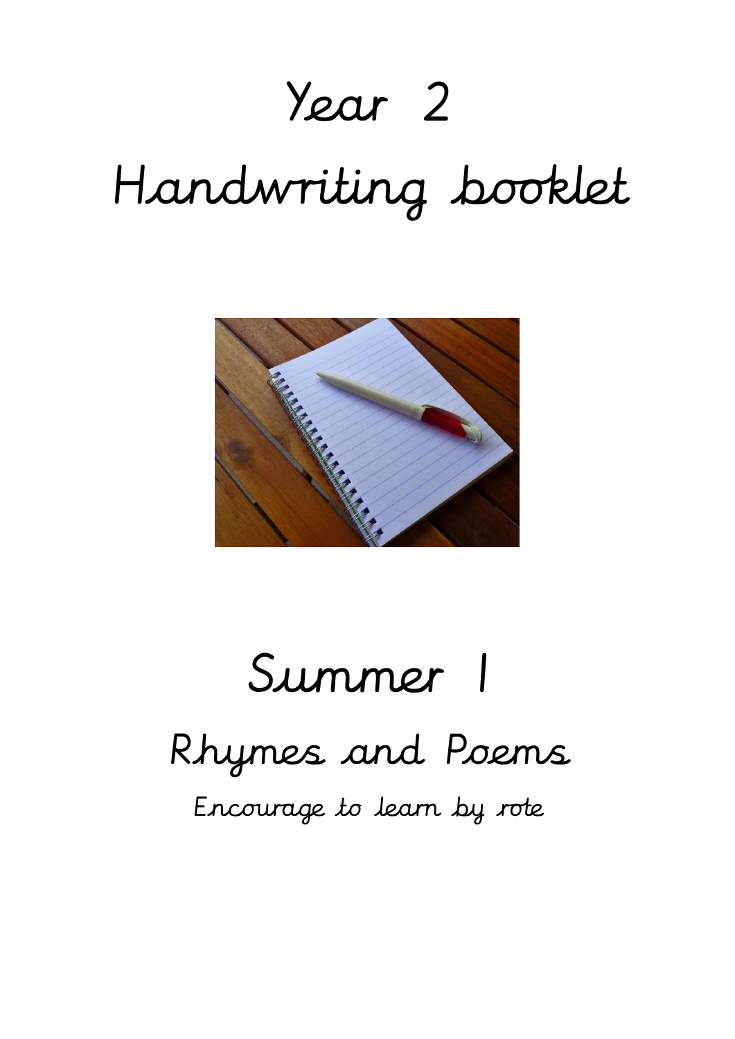# Year 2

# Handwriting booklet

# Summer 1

## Rhymes and Poems

Encourage to learn by rote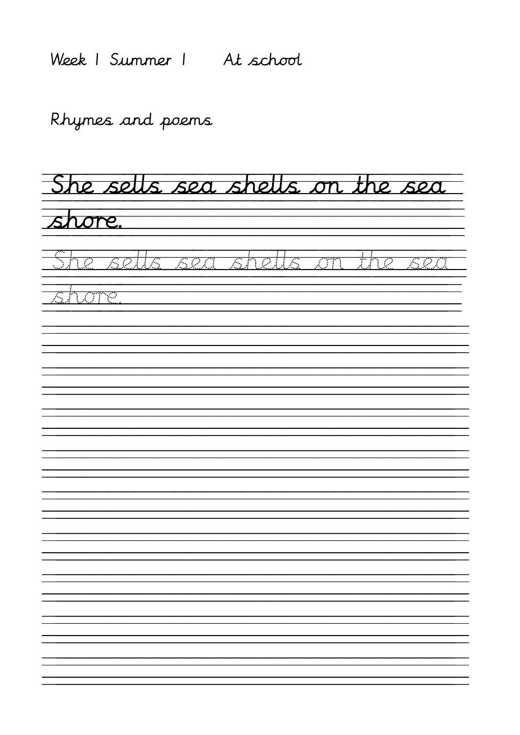Week 1 Summer 1 At school

Rhymes and poems

She sells sea shells on the sea shore.

She sells sea shells on the sea shore.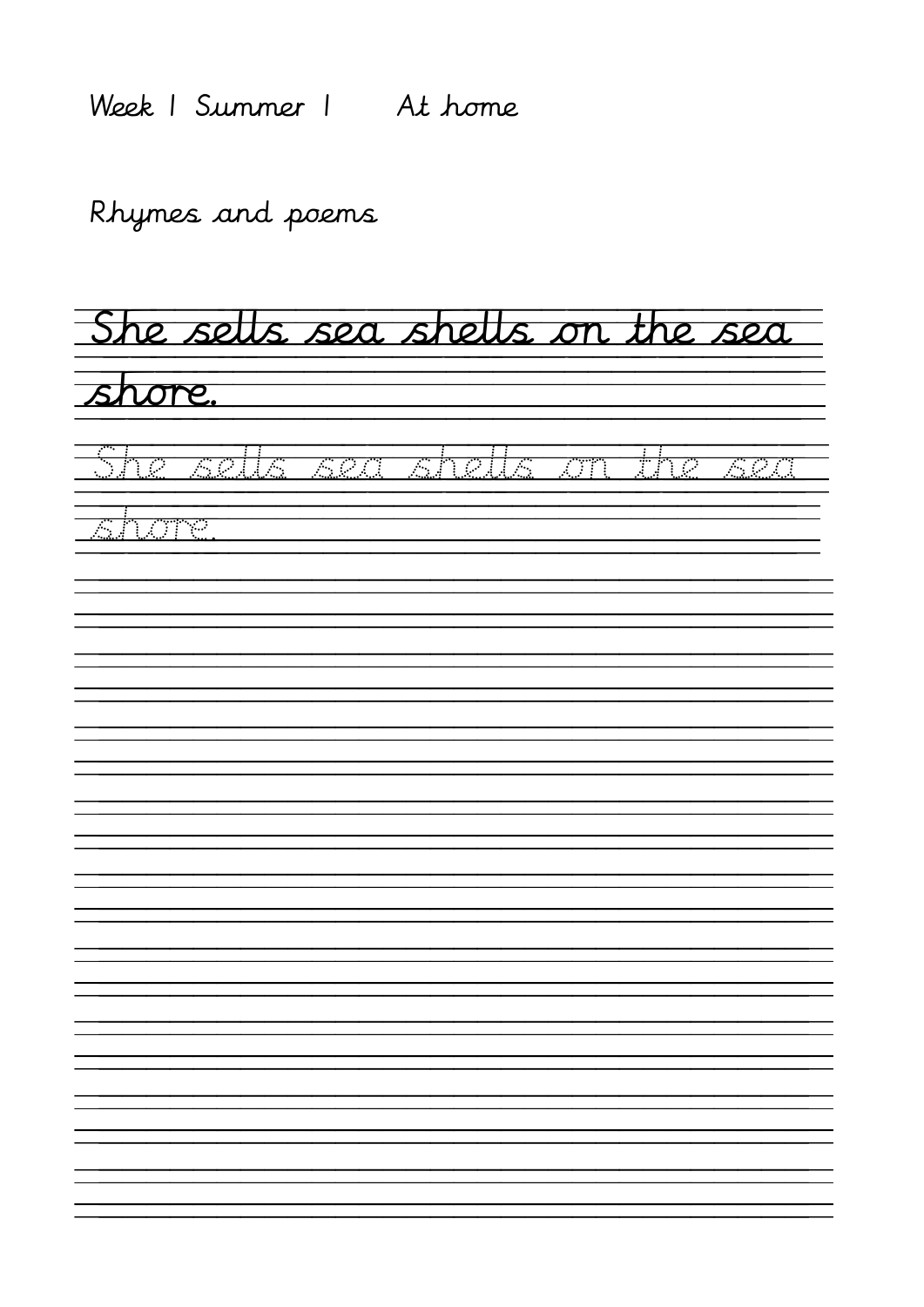Week 1 Summer 1 At home

Rhymes and poems

She sells sea shells on the sea shore.

She sells sea shells on the sea shore.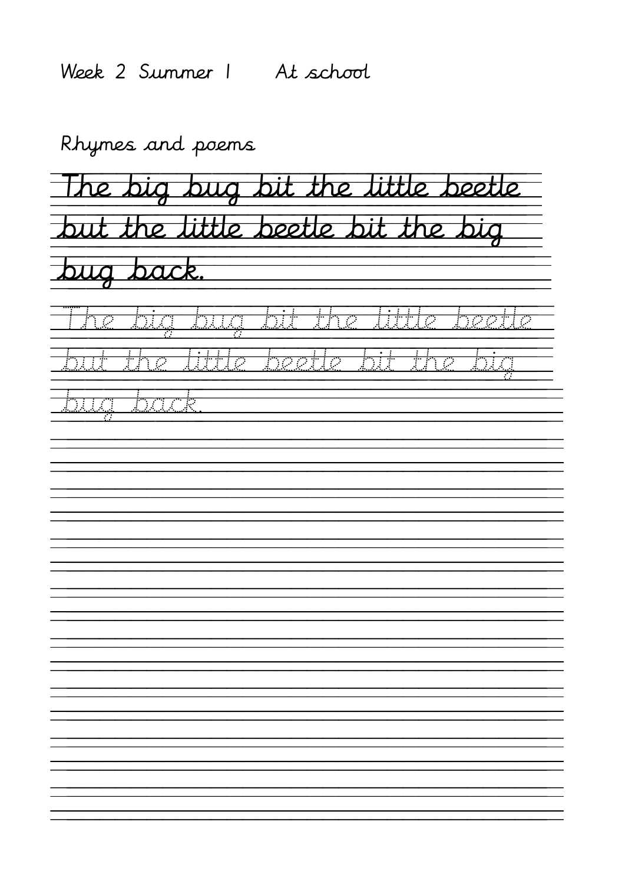Week 2 Summer 1 At school

Rhymes and poems

The big bug bit the little beetle
but the little beetle bit the big
bug back.

The big bug bit the little beetle
but the little beetle bit the big
bug back.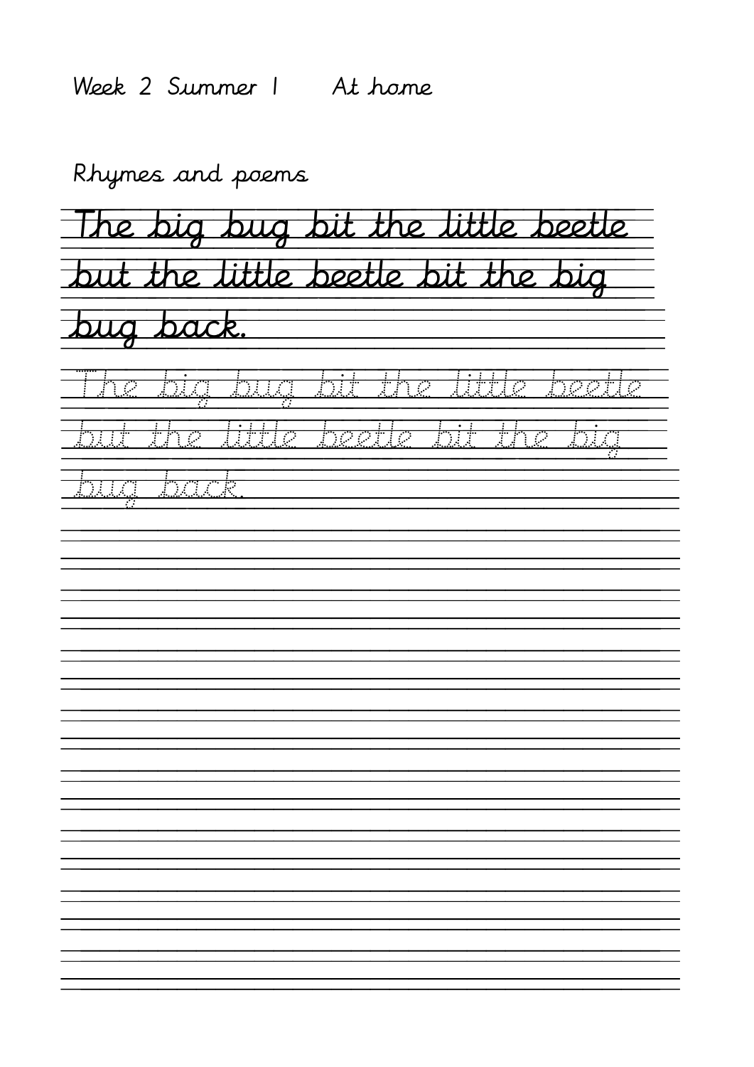Week 2 Summer 1 At home

Rhymes and poems

The big bug bit the little beetle
but the little beetle bit the big
bug back.

The big bug bit the little beetle
but the little beetle bit the big
bug back.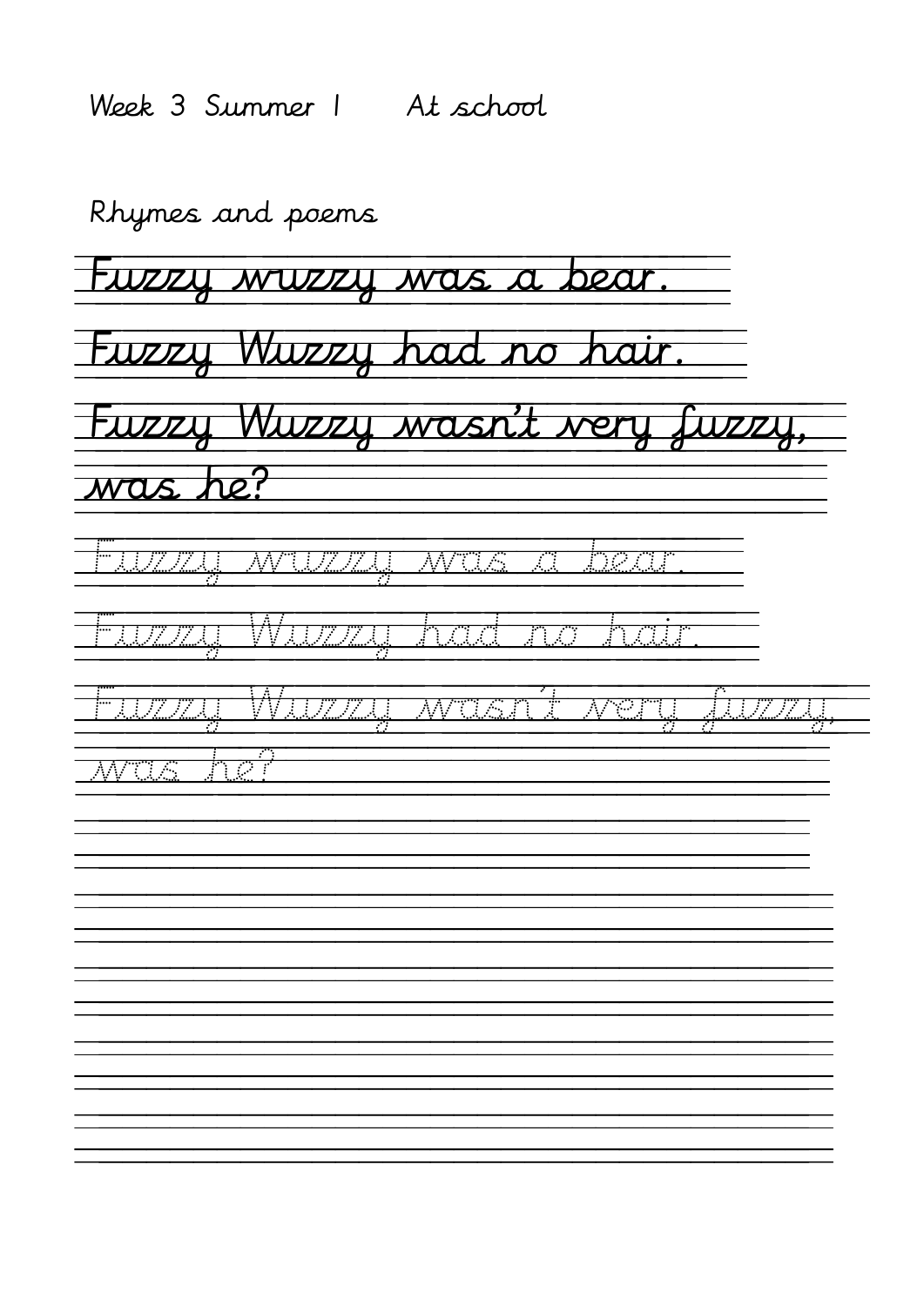Week 3 Summer 1 At school

Rhymes and poems

Fuzzy wuzzy was a bear.

Fuzzy Wuzzy had no hair.

Fuzzy Wuzzy wasn't very fuzzy,

was he?

Fuzzy wuzzy was a bear.

Fuzzy Wuzzy had no hair.

Fuzzy Wuzzy wasn't very fuzzy,

was he?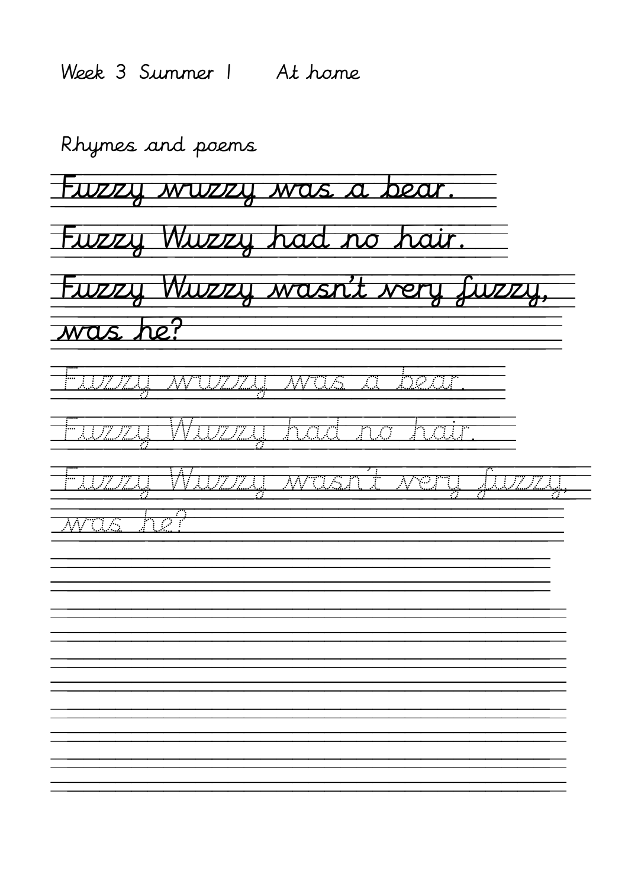Week 3 Summer 1 At home

Rhymes and poems

Fuzzy wuzzy was a bear.

Fuzzy Wuzzy had no hair.

Fuzzy Wuzzy wasn't very fuzzy,

was he?

Fuzzy wuzzy was a bear.

Fuzzy Wuzzy had no hair.

Fuzzy Wuzzy wasn't very fuzzy,

was he?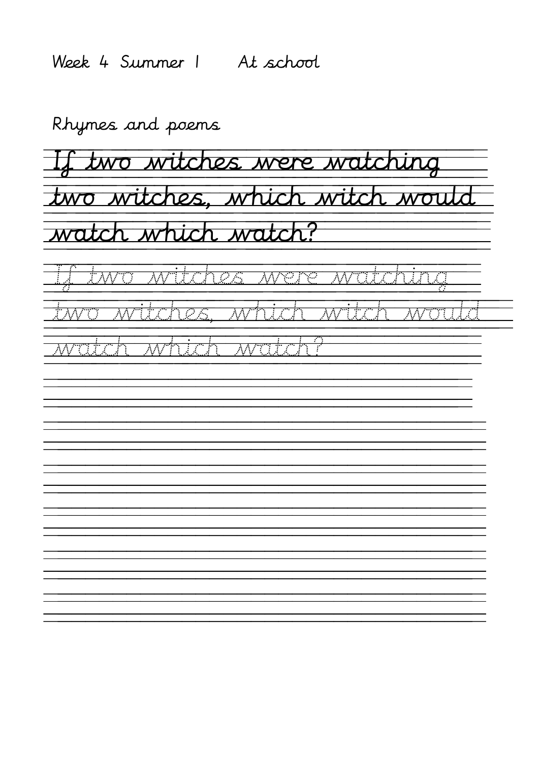Week 4 Summer 1 At school

Rhymes and poems

If two witches were watching two witches, which witch would watch which watch?

If two witches were watching two witches, which witch would watch which watch?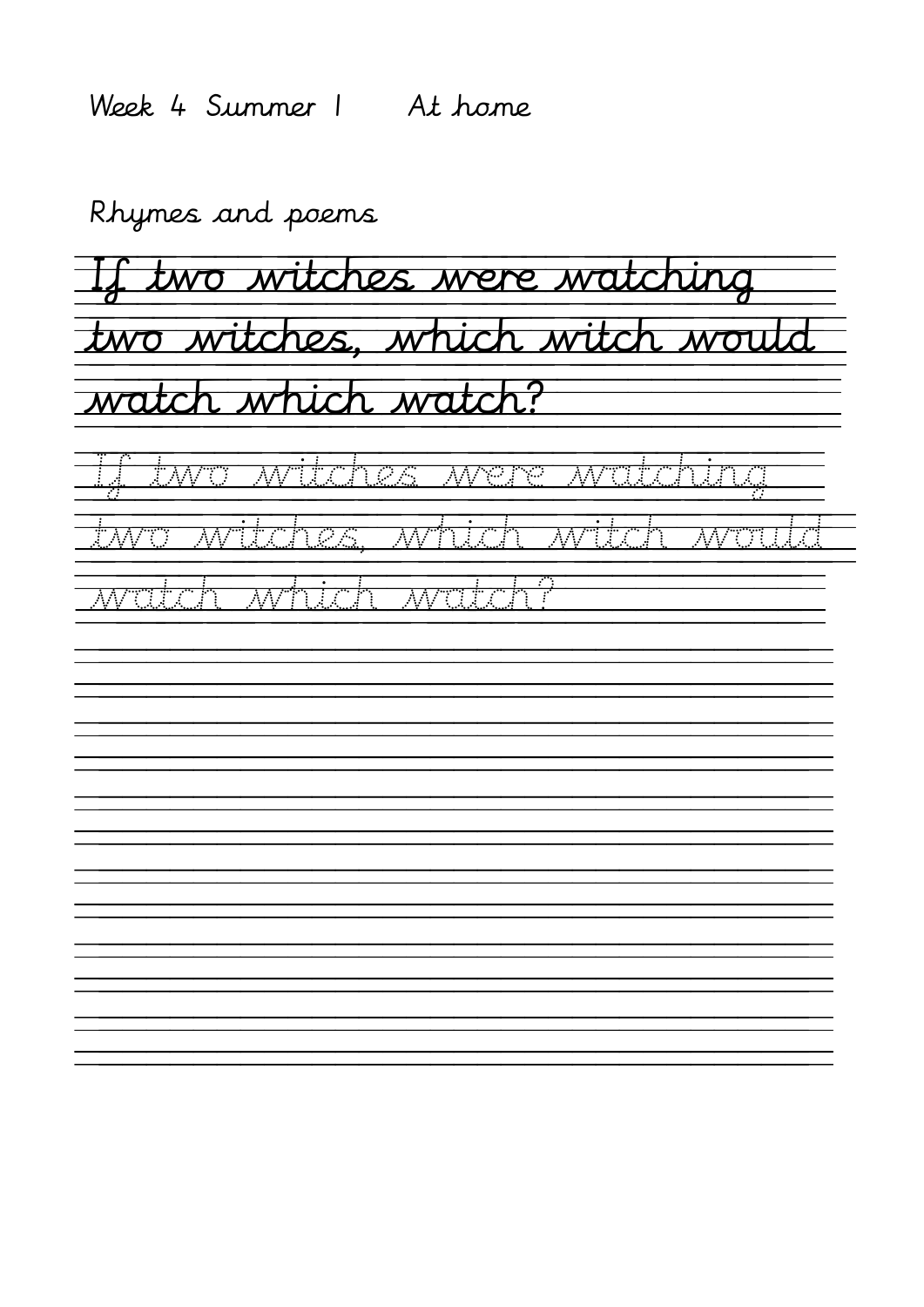Week 4 Summer 1 At home

Rhymes and poems

If two witches were watching
two witches, which witch would
watch which watch?

If two witches were watching
two witches, which witch would
watch which watch?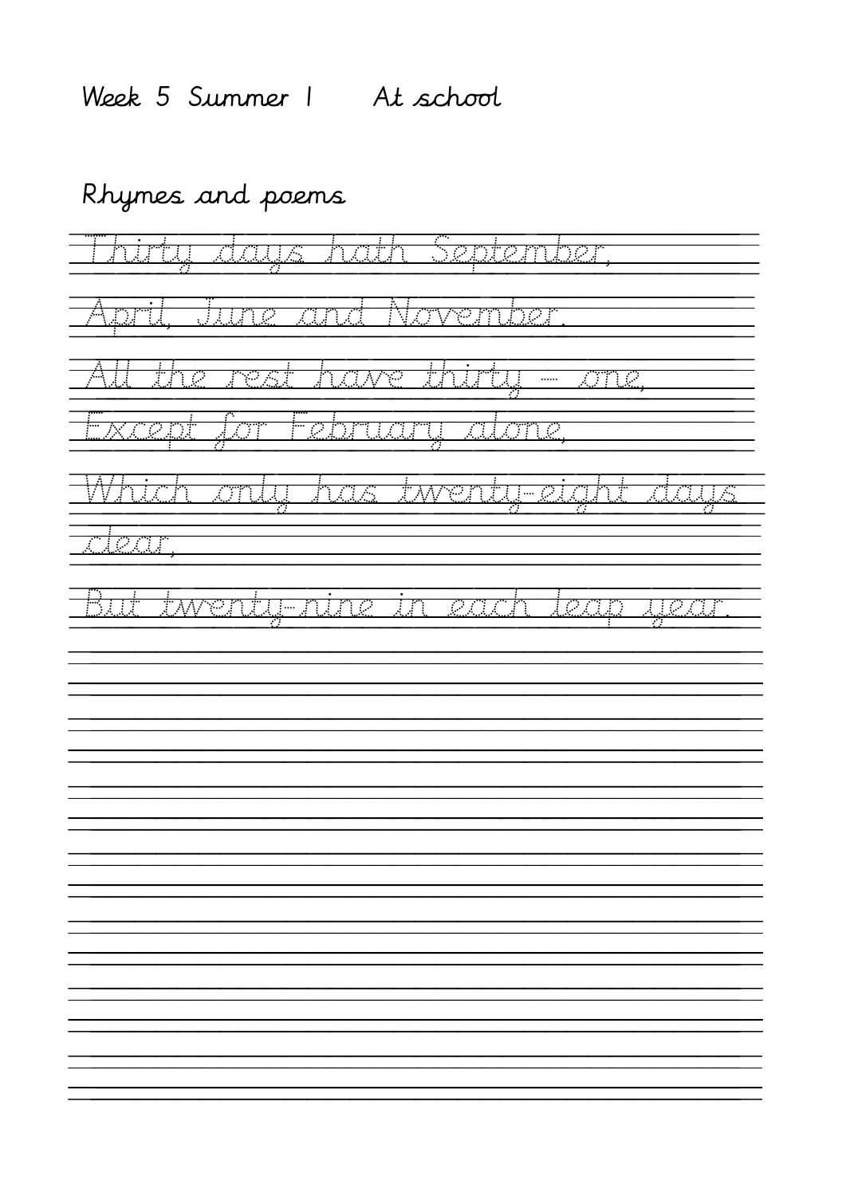Week 5 Summer 1 At school

## Rhymes and poems

Thirty days hath September,

April, June and November.

All the rest have thirty – one,

Except for February alone,

Which only has twenty-eight days clear,

But twenty-nine in each leap year.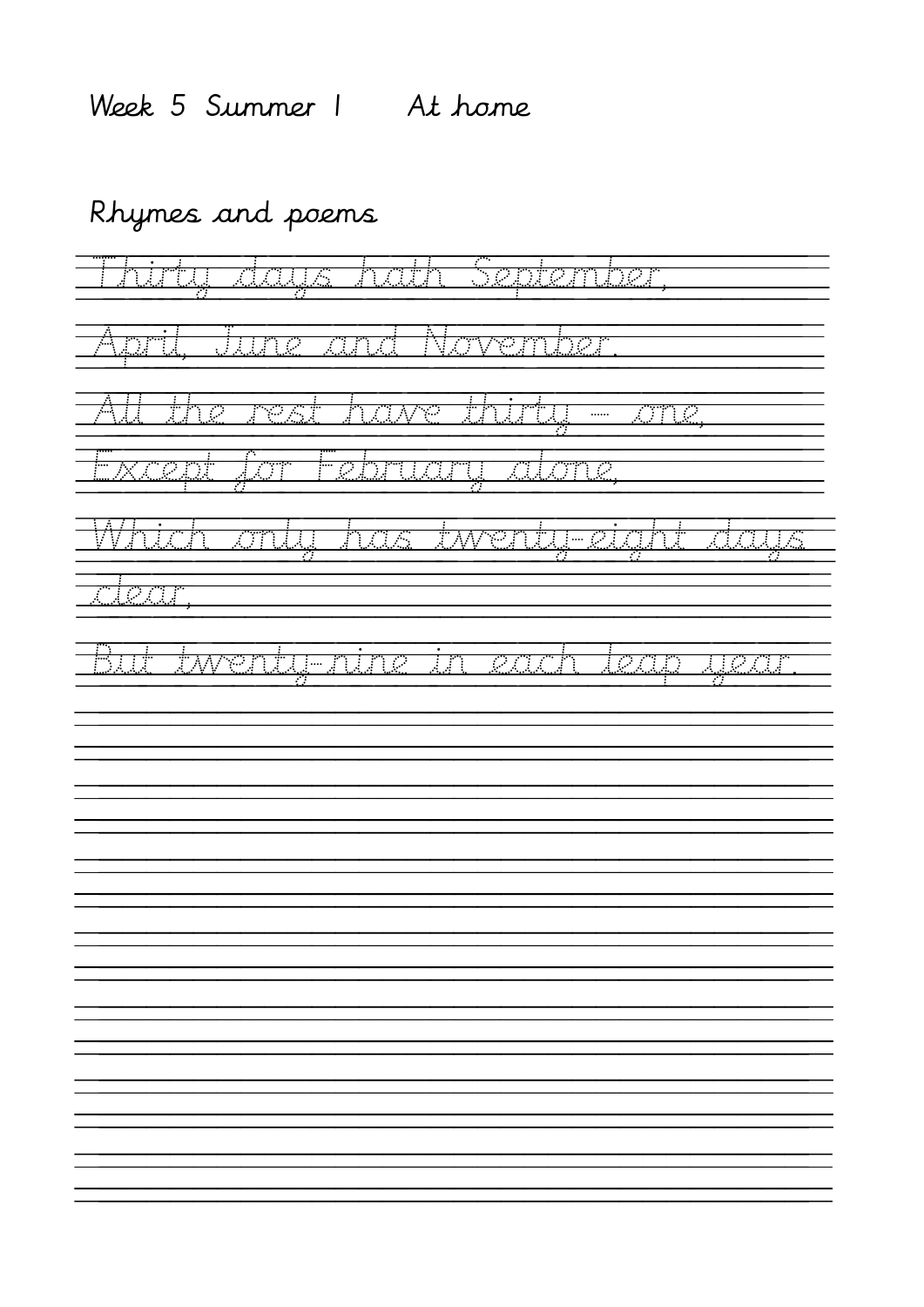Week 5 Summer 1 At home

## Rhymes and poems

Thirty days hath September,

April, June and November.

All the rest have thirty – one,

Except for February alone,

Which only has twenty-eight days clear,

But twenty-nine in each leap year.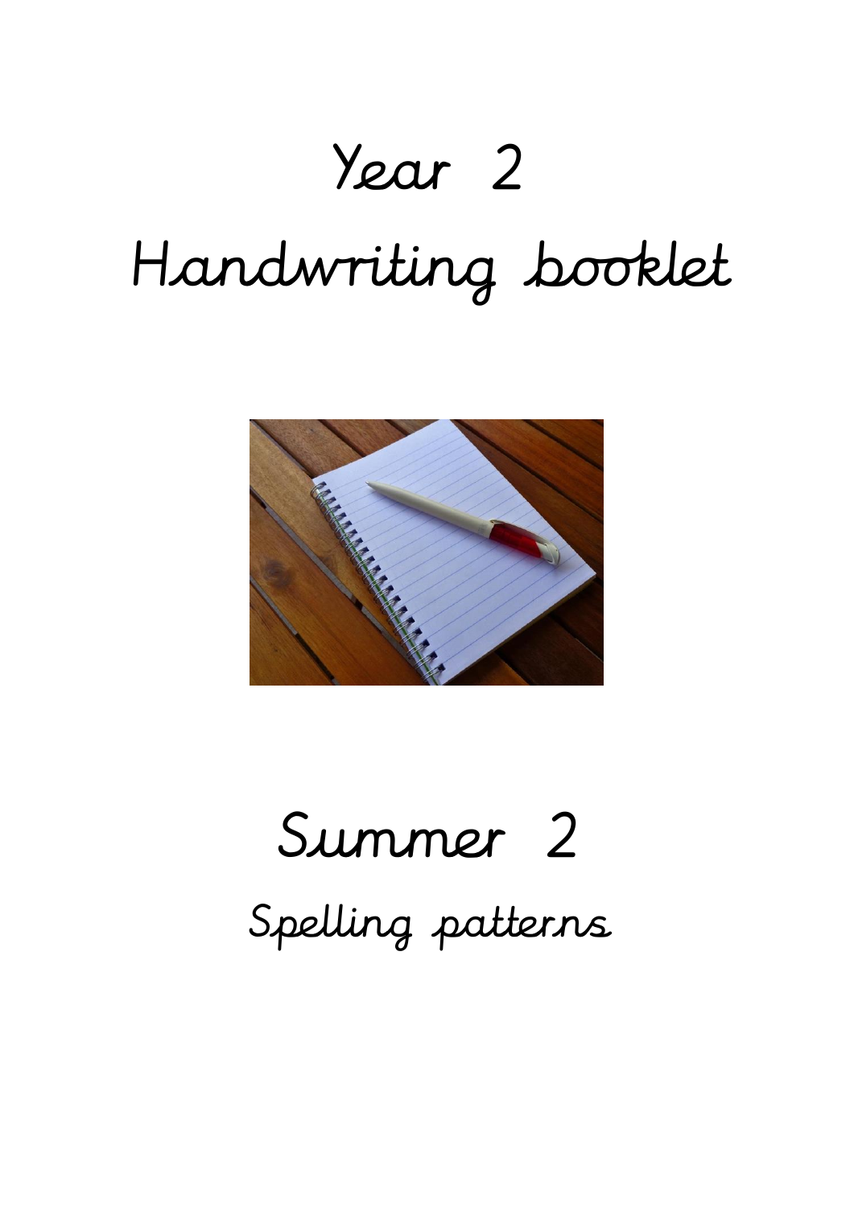# Year 2

# Handwriting booklet

## Summer 2

### Spelling patterns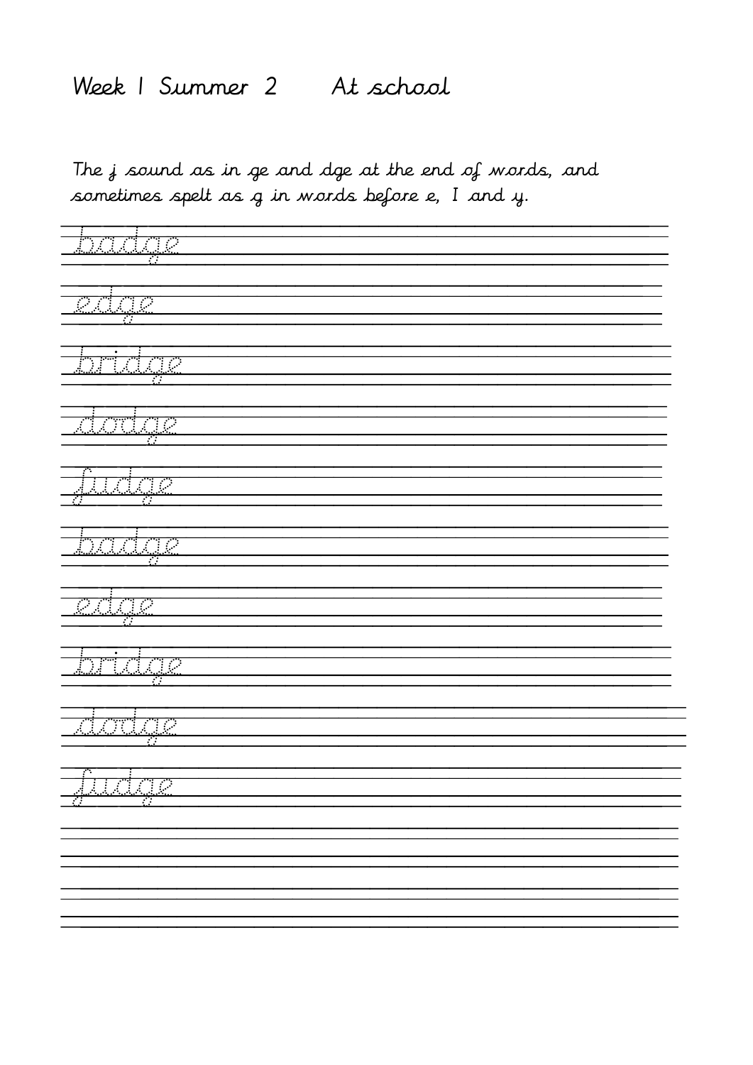# Week 1 Summer 2 At school

The j sound as in ge and dge at the end of words, and sometimes spelt as g in words before e, I and y.

badge

edge

bridge

dodge

fudge

badge

edge

bridge

dodge

fudge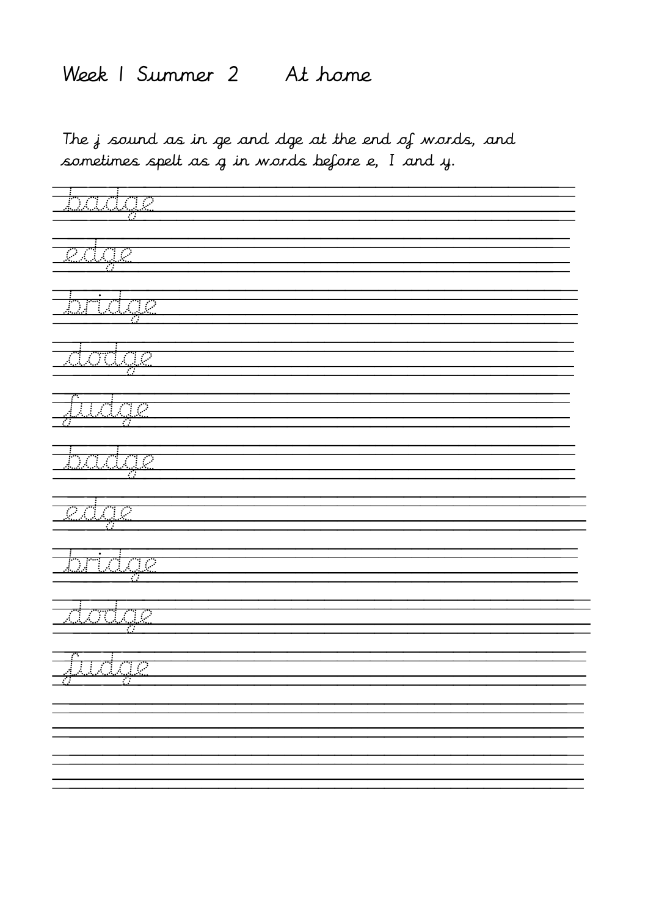# Week 1 Summer 2 At home

The j sound as in ge and dge at the end of words, and sometimes spelt as g in words before e, I and y.

badge

edge

bridge

dodge

fudge

badge

edge

bridge

dodge

fudge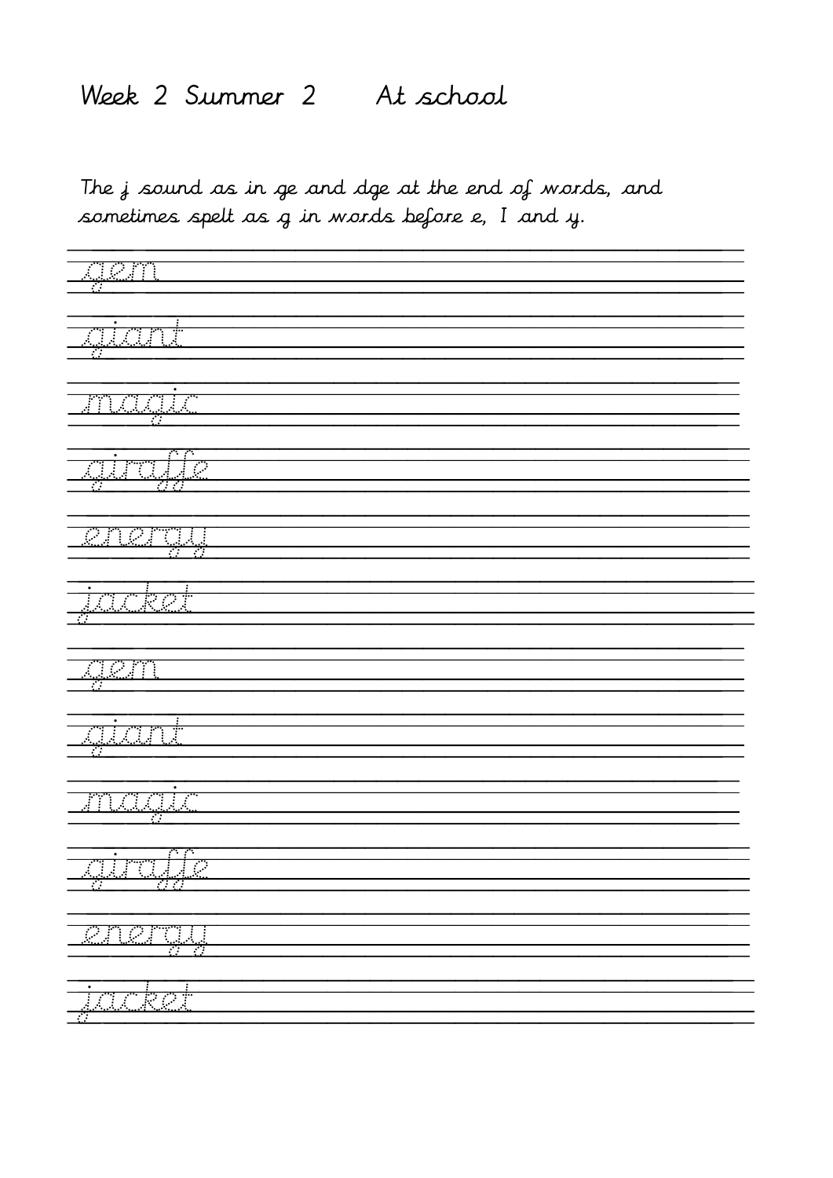# Week 2 Summer 2 At school

The j sound as in ge and dge at the end of words, and sometimes spelt as g in words before e, I and y.

gem

giant

magic

giraffe

energy

jacket

gem

giant

magic

giraffe

energy

jacket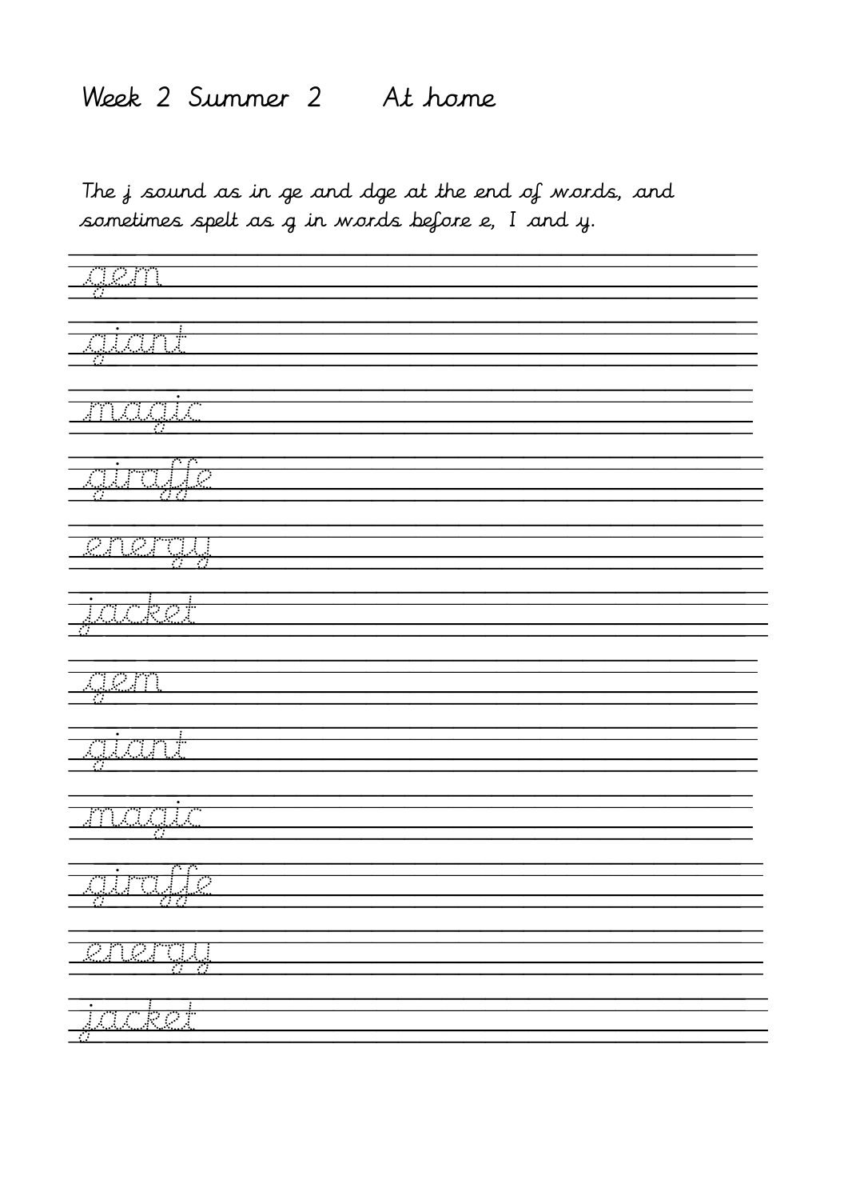# Week 2 Summer 2 At home

The j sound as in ge and dge at the end of words, and sometimes spelt as g in words before e, I and y.

gem

giant

magic

giraffe

energy

jacket

gem

giant

magic

giraffe

energy

jacket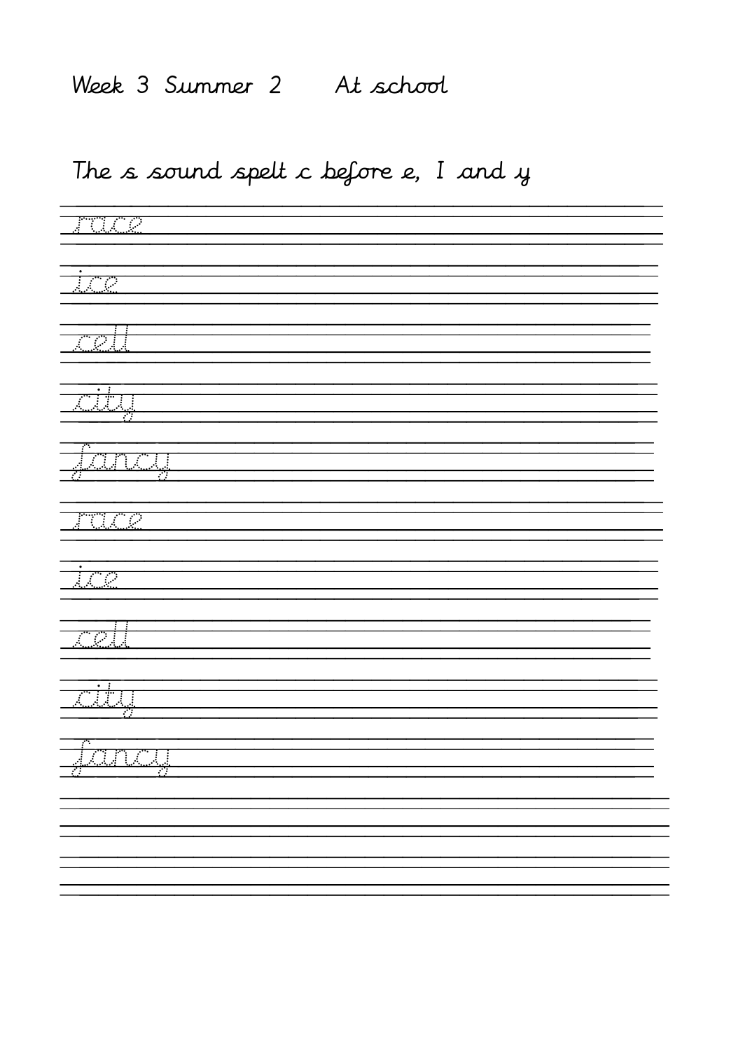Week 3 Summer 2 At school

The s sound spelt c before e, I and y

race

ice

cell

city

fancy

race

ice

cell

city

fancy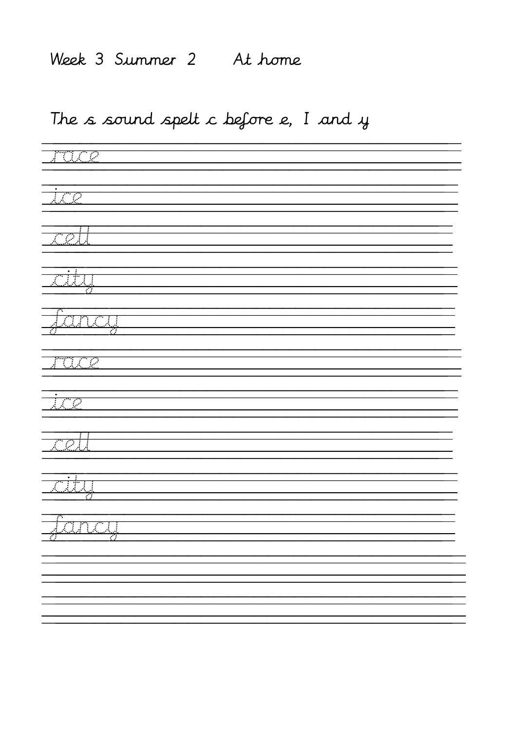Week 3 Summer 2 At home

The s sound spelt c before e, I and y

race

ice

cell

city

fancy

race

ice

cell

city

fancy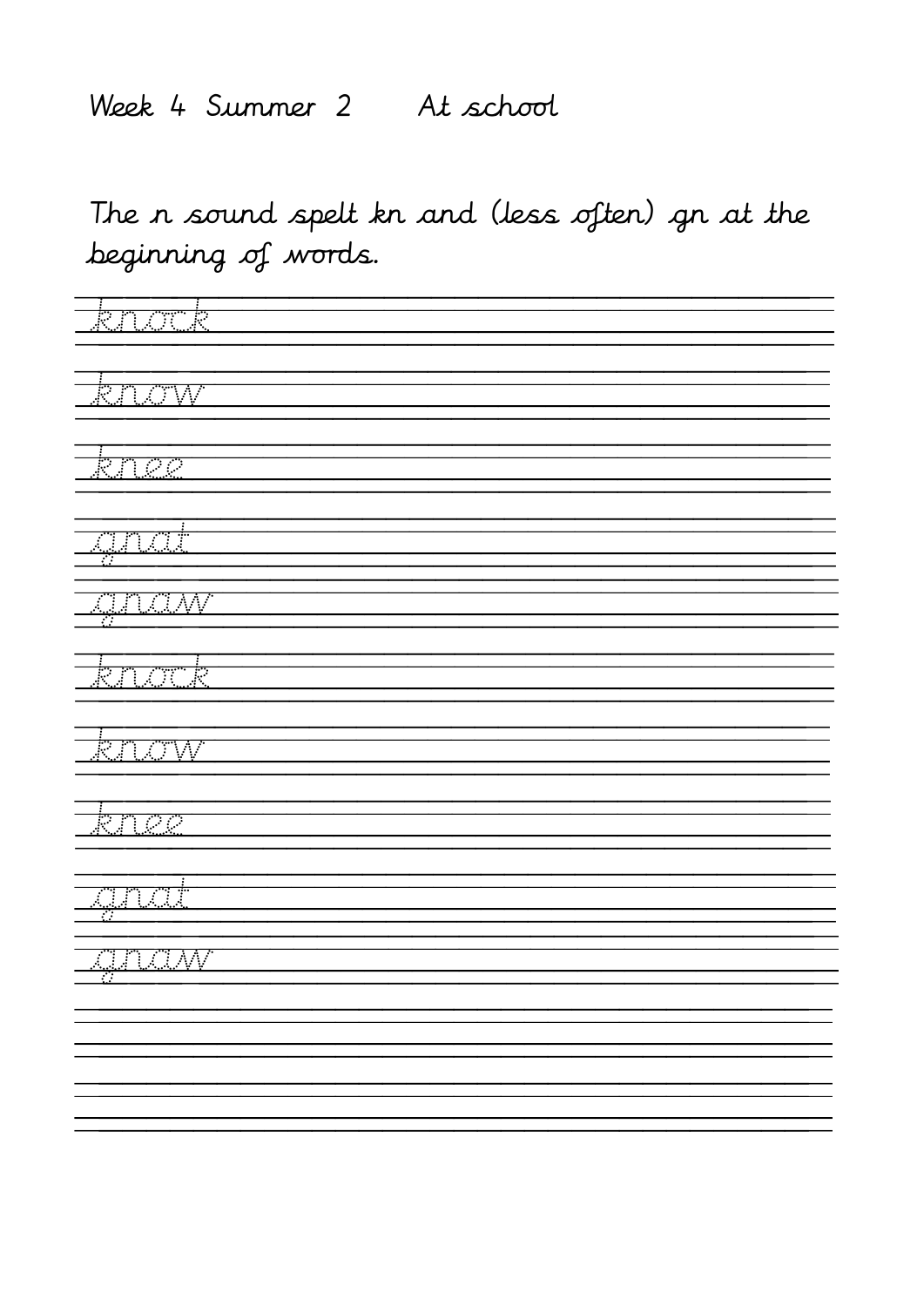Week 4 Summer 2 At school

The n sound spelt kn and (less often) gn at the beginning of words.

knock

know

knee

gnat

gnaw

knock

know

knee

gnat

gnaw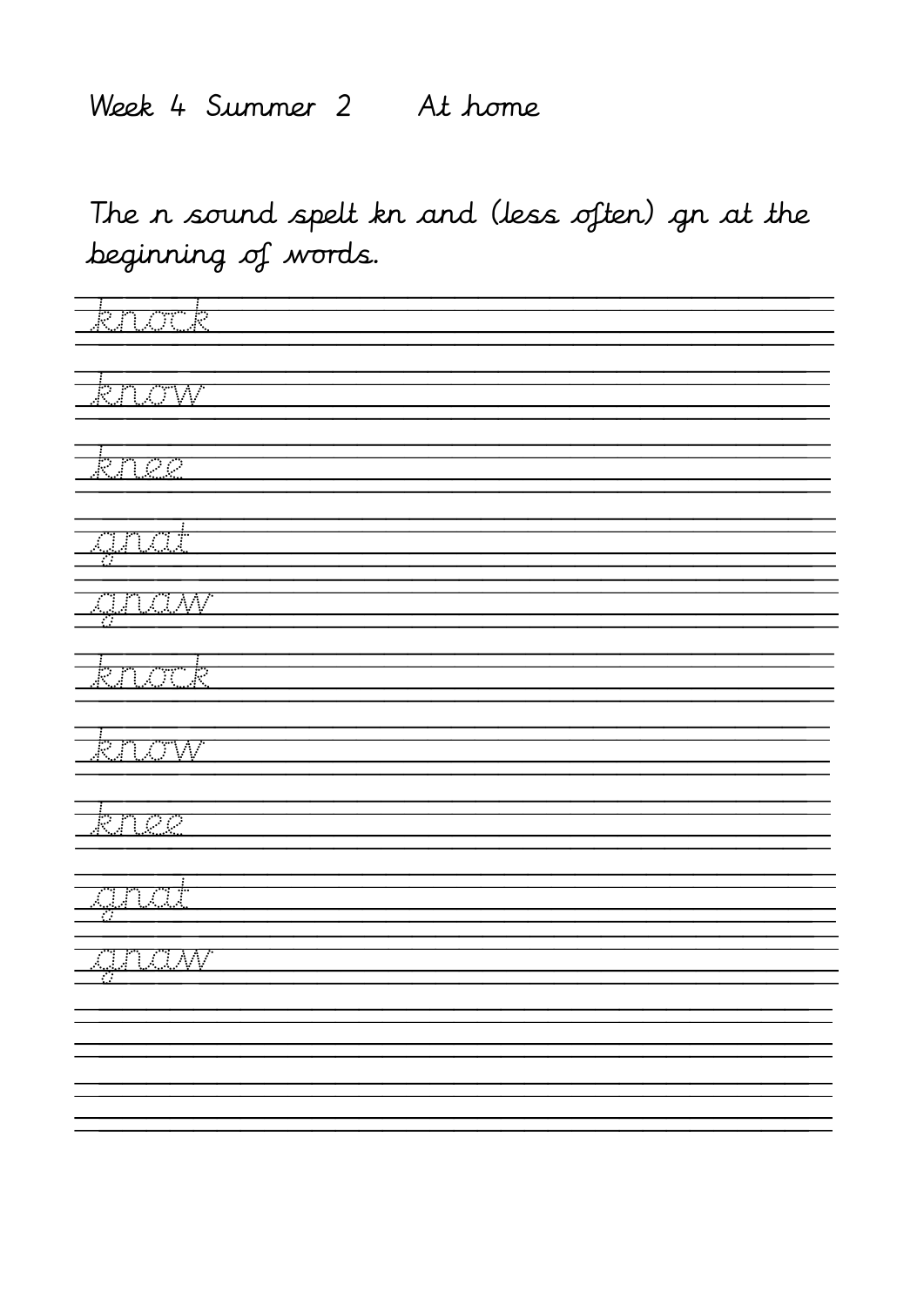Week 4 Summer 2 At home

The n sound spelt kn and (less often) gn at the beginning of words.

knock

know

knee

gnat

gnaw

knock

know

knee

gnat

gnaw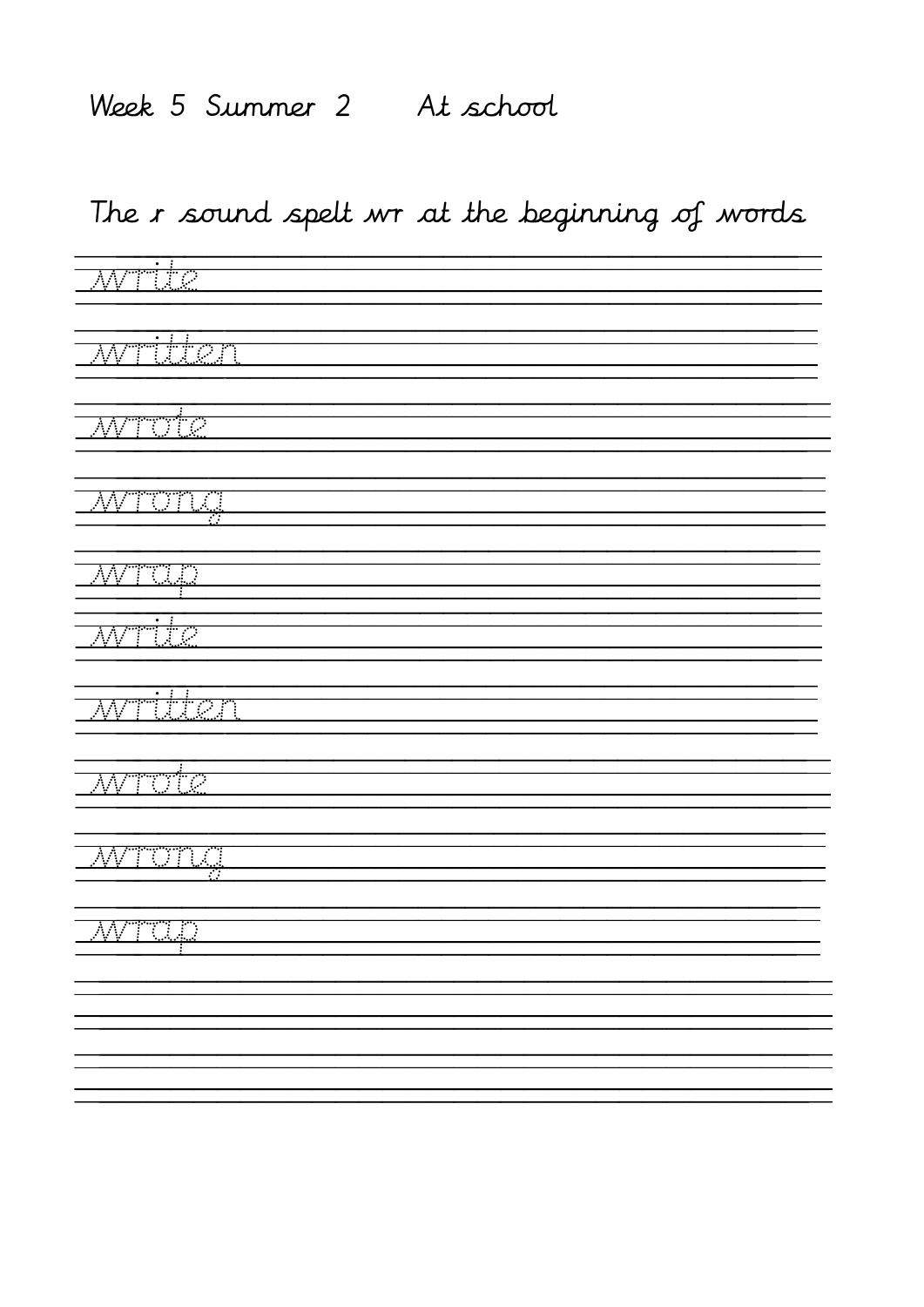Week 5 Summer 2    At school

The r sound spelt wr at the beginning of words

write

written

wrote

wrong

wrap

write

written

wrote

wrong

wrap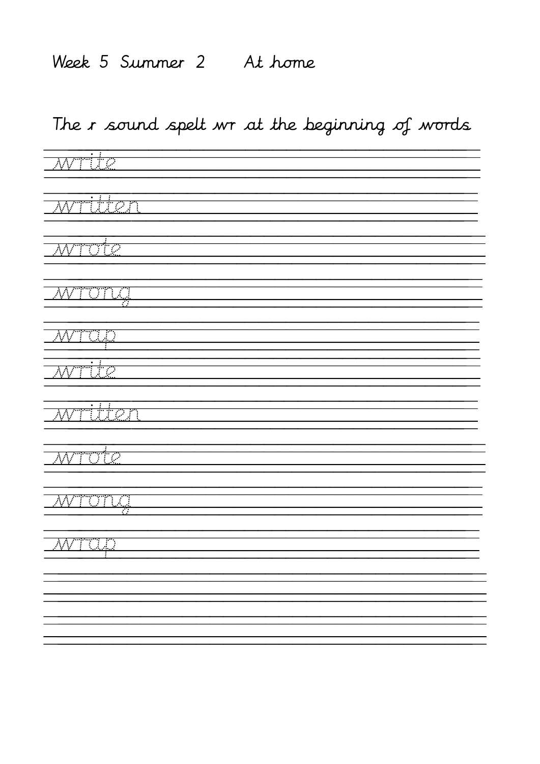Week 5 Summer 2 At home

The r sound spelt wr at the beginning of words

write

written

wrote

wrong

wrap

write

written

wrote

wrong

wrap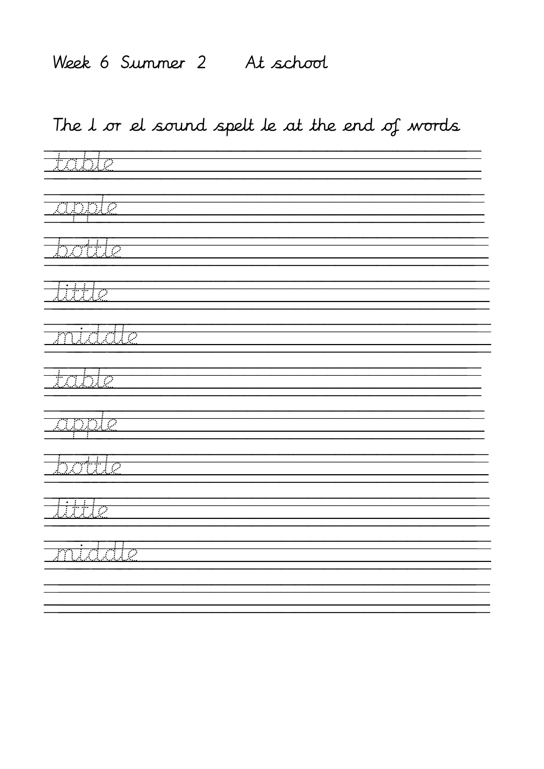Week 6 Summer 2 At school

The l or el sound spelt le at the end of words

table

apple

bottle

little

middle

table

apple

bottle

little

middle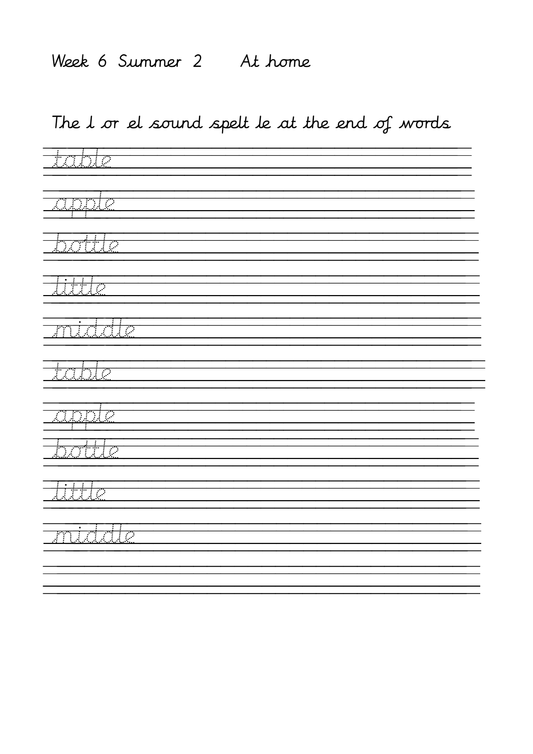Week 6 Summer 2 At home

The l or el sound spelt le at the end of words

table

apple

bottle

little

middle

table

apple

bottle

little

middle